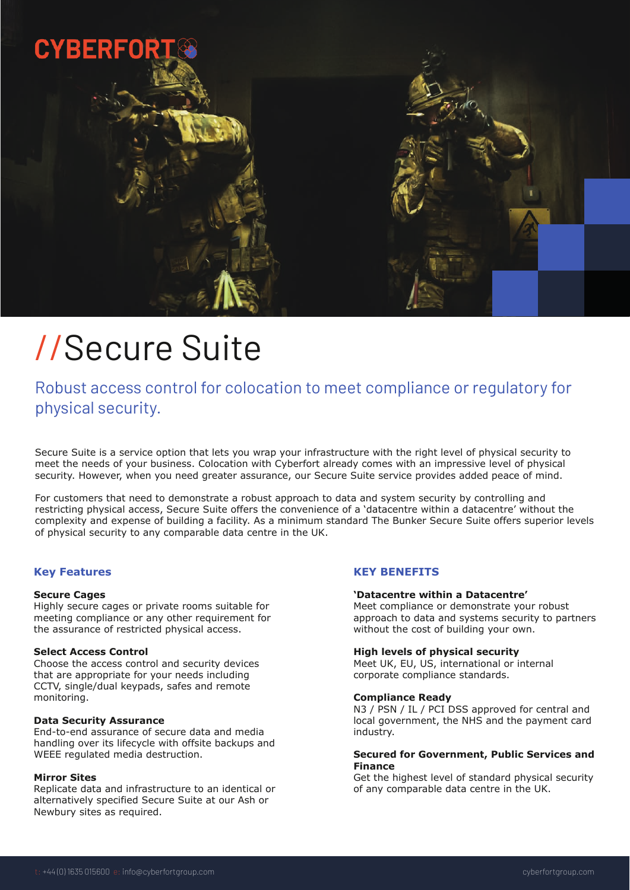CYBERFORT

# //Secure Suite

## Robust access control for colocation to meet compliance or regulatory for physical security.

Secure Suite is a service option that lets you wrap your infrastructure with the right level of physical security to meet the needs of your business. Colocation with Cyberfort already comes with an impressive level of physical security. However, when you need greater assurance, our Secure Suite service provides added peace of mind.

For customers that need to demonstrate a robust approach to data and system security by controlling and restricting physical access, Secure Suite offers the convenience of a 'datacentre within a datacentre' without the complexity and expense of building a facility. As a minimum standard The Bunker Secure Suite offers superior levels of physical security to any comparable data centre in the UK.

### Key Features

**Secure Cages**
Highly secure cages or private rooms suitable for meeting compliance or any other requirement for the assurance of restricted physical access.

**Select Access Control**
Choose the access control and security devices that are appropriate for your needs including CCTV, single/dual keypads, safes and remote monitoring.

**Data Security Assurance**
End-to-end assurance of secure data and media handling over its lifecycle with offsite backups and WEEE regulated media destruction.

**Mirror Sites**
Replicate data and infrastructure to an identical or alternatively specified Secure Suite at our Ash or Newbury sites as required.

### KEY BENEFITS

**'Datacentre within a Datacentre'**
Meet compliance or demonstrate your robust approach to data and systems security to partners without the cost of building your own.

**High levels of physical security**
Meet UK, EU, US, international or internal corporate compliance standards.

**Compliance Ready**
N3 / PSN / IL / PCI DSS approved for central and local government, the NHS and the payment card industry.

**Secured for Government, Public Services and Finance**
Get the highest level of standard physical security of any comparable data centre in the UK.

t: +44 (0) 1635 015600 e: info@cyberfortgroup.com cyberfortgroup.com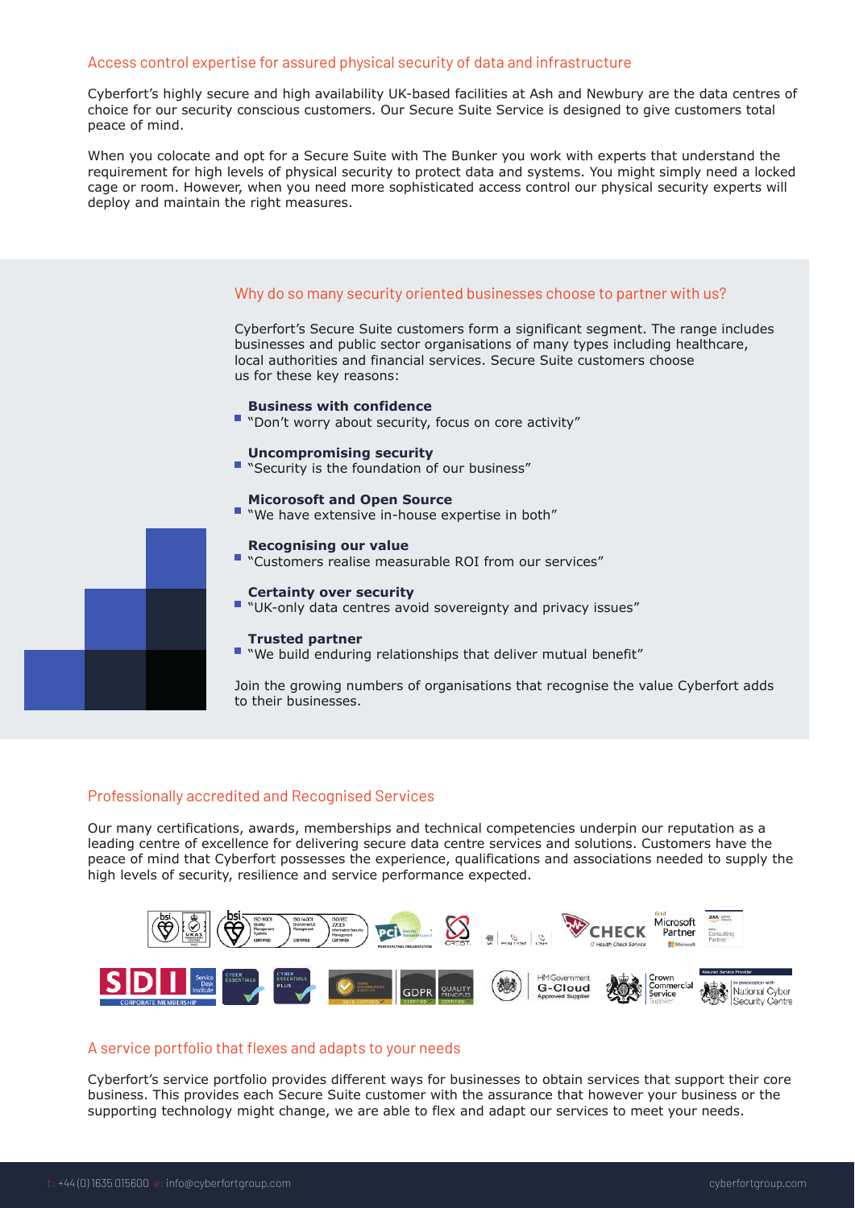## Access control expertise for assured physical security of data and infrastructure

Cyberfort's highly secure and high availability UK-based facilities at Ash and Newbury are the data centres of choice for our security conscious customers. Our Secure Suite Service is designed to give customers total peace of mind.

When you colocate and opt for a Secure Suite with The Bunker you work with experts that understand the requirement for high levels of physical security to protect data and systems. You might simply need a locked cage or room. However, when you need more sophisticated access control our physical security experts will deploy and maintain the right measures.

## Why do so many security oriented businesses choose to partner with us?

Cyberfort's Secure Suite customers form a significant segment. The range includes businesses and public sector organisations of many types including healthcare, local authorities and financial services. Secure Suite customers choose us for these key reasons:

- **Business with confidence**
  "Don't worry about security, focus on core activity"
- **Uncompromising security**
  "Security is the foundation of our business"
- **Micorosoft and Open Source**
  "We have extensive in-house expertise in both"
- **Recognising our value**
  "Customers realise measurable ROI from our services"
- **Certainty over security**
  "UK-only data centres avoid sovereignty and privacy issues"
- **Trusted partner**
  "We build enduring relationships that deliver mutual benefit"

Join the growing numbers of organisations that recognise the value Cyberfort adds to their businesses.

## Professionally accredited and Recognised Services

Our many certifications, awards, memberships and technical competencies underpin our reputation as a leading centre of excellence for delivering secure data centre services and solutions. Customers have the peace of mind that Cyberfort possesses the experience, qualifications and associations needed to supply the high levels of security, resilience and service performance expected.

## A service portfolio that flexes and adapts to your needs

Cyberfort's service portfolio provides different ways for businesses to obtain services that support their core business. This provides each Secure Suite customer with the assurance that however your business or the supporting technology might change, we are able to flex and adapt our services to meet your needs.

t: +44 (0) 1635 015600 e: info@cyberfortgroup.com cyberfortgroup.com